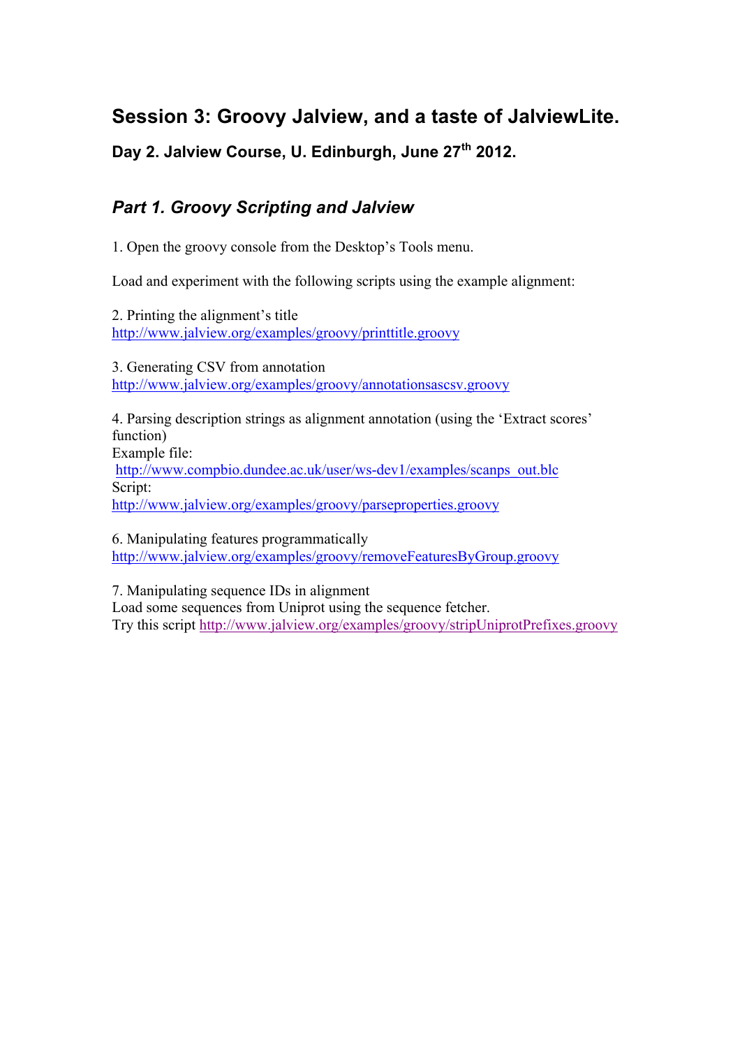# Session 3: Groovy Jalview, and a taste of JalviewLite.

### Day 2. Jalview Course, U. Edinburgh, June 27th 2012.

## *Part 1. Groovy Scripting and Jalview*

1. Open the groovy console from the Desktop's Tools menu.

Load and experiment with the following scripts using the example alignment:

2. Printing the alignment's title
http://www.jalview.org/examples/groovy/printtitle.groovy

3. Generating CSV from annotation
http://www.jalview.org/examples/groovy/annotationsascsv.groovy

4. Parsing description strings as alignment annotation (using the 'Extract scores' function)
Example file:
http://www.compbio.dundee.ac.uk/user/ws-dev1/examples/scanps_out.blc
Script:
http://www.jalview.org/examples/groovy/parseproperties.groovy

6. Manipulating features programmatically
http://www.jalview.org/examples/groovy/removeFeaturesByGroup.groovy

7. Manipulating sequence IDs in alignment
Load some sequences from Uniprot using the sequence fetcher.
Try this script http://www.jalview.org/examples/groovy/stripUniprotPrefixes.groovy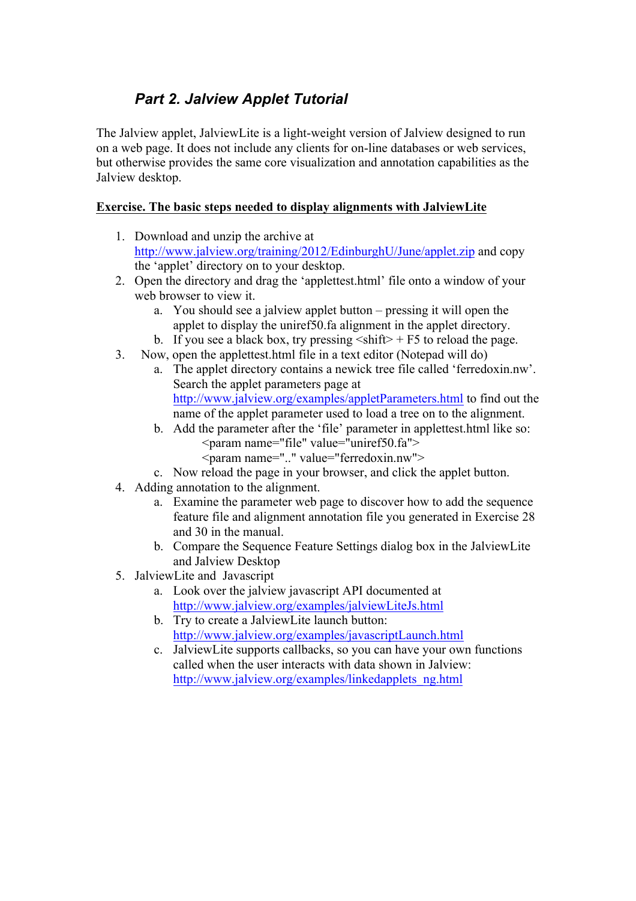## *Part 2. Jalview Applet Tutorial*

The Jalview applet, JalviewLite is a light-weight version of Jalview designed to run on a web page. It does not include any clients for on-line databases or web services, but otherwise provides the same core visualization and annotation capabilities as the Jalview desktop.

**Exercise. The basic steps needed to display alignments with JalviewLite**

1. Download and unzip the archive at http://www.jalview.org/training/2012/EdinburghU/June/applet.zip and copy the 'applet' directory on to your desktop.
2. Open the directory and drag the 'applettest.html' file onto a window of your web browser to view it.
    a. You should see a jalview applet button – pressing it will open the applet to display the uniref50.fa alignment in the applet directory.
    b. If you see a black box, try pressing <shift> + F5 to reload the page.
3. Now, open the applettest.html file in a text editor (Notepad will do)
    a. The applet directory contains a newick tree file called 'ferredoxin.nw'. Search the applet parameters page at http://www.jalview.org/examples/appletParameters.html to find out the name of the applet parameter used to load a tree on to the alignment.
    b. Add the parameter after the 'file' parameter in applettest.html like so:
       ```
       <param name="file" value="uniref50.fa">
       <param name=".." value="ferredoxin.nw">
       ```
    c. Now reload the page in your browser, and click the applet button.
4. Adding annotation to the alignment.
    a. Examine the parameter web page to discover how to add the sequence feature file and alignment annotation file you generated in Exercise 28 and 30 in the manual.
    b. Compare the Sequence Feature Settings dialog box in the JalviewLite and Jalview Desktop
5. JalviewLite and Javascript
    a. Look over the jalview javascript API documented at http://www.jalview.org/examples/jalviewLiteJs.html
    b. Try to create a JalviewLite launch button: http://www.jalview.org/examples/javascriptLaunch.html
    c. JalviewLite supports callbacks, so you can have your own functions called when the user interacts with data shown in Jalview: http://www.jalview.org/examples/linkedapplets_ng.html